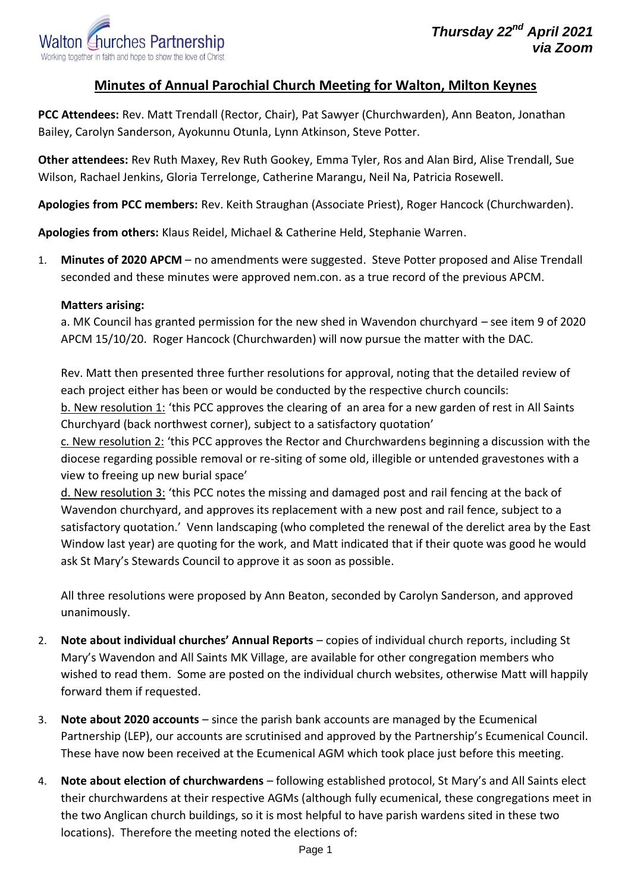Walton Churches Partnership
Working together in faith and hope to show the love of Christ

***Thursday 22nd April 2021 via Zoom***

## Minutes of Annual Parochial Church Meeting for Walton, Milton Keynes

**PCC Attendees:** Rev. Matt Trendall (Rector, Chair), Pat Sawyer (Churchwarden), Ann Beaton, Jonathan Bailey, Carolyn Sanderson, Ayokunnu Otunla, Lynn Atkinson, Steve Potter.

**Other attendees:** Rev Ruth Maxey, Rev Ruth Gookey, Emma Tyler, Ros and Alan Bird, Alise Trendall, Sue Wilson, Rachael Jenkins, Gloria Terrelonge, Catherine Marangu, Neil Na, Patricia Rosewell.

**Apologies from PCC members:** Rev. Keith Straughan (Associate Priest), Roger Hancock (Churchwarden).

**Apologies from others:** Klaus Reidel, Michael & Catherine Held, Stephanie Warren.

1. **Minutes of 2020 APCM** – no amendments were suggested. Steve Potter proposed and Alise Trendall seconded and these minutes were approved nem.con. as a true record of the previous APCM.

   **Matters arising:**

   a. MK Council has granted permission for the new shed in Wavendon churchyard – see item 9 of 2020 APCM 15/10/20. Roger Hancock (Churchwarden) will now pursue the matter with the DAC.

   Rev. Matt then presented three further resolutions for approval, noting that the detailed review of each project either has been or would be conducted by the respective church councils:

   <u>b. New resolution 1:</u> 'this PCC approves the clearing of an area for a new garden of rest in All Saints Churchyard (back northwest corner), subject to a satisfactory quotation'

   <u>c. New resolution 2:</u> 'this PCC approves the Rector and Churchwardens beginning a discussion with the diocese regarding possible removal or re-siting of some old, illegible or untended gravestones with a view to freeing up new burial space'

   <u>d. New resolution 3:</u> 'this PCC notes the missing and damaged post and rail fencing at the back of Wavendon churchyard, and approves its replacement with a new post and rail fence, subject to a satisfactory quotation.' Venn landscaping (who completed the renewal of the derelict area by the East Window last year) are quoting for the work, and Matt indicated that if their quote was good he would ask St Mary's Stewards Council to approve it as soon as possible.

   All three resolutions were proposed by Ann Beaton, seconded by Carolyn Sanderson, and approved unanimously.

2. **Note about individual churches' Annual Reports** – copies of individual church reports, including St Mary's Wavendon and All Saints MK Village, are available for other congregation members who wished to read them. Some are posted on the individual church websites, otherwise Matt will happily forward them if requested.

3. **Note about 2020 accounts** – since the parish bank accounts are managed by the Ecumenical Partnership (LEP), our accounts are scrutinised and approved by the Partnership's Ecumenical Council. These have now been received at the Ecumenical AGM which took place just before this meeting.

4. **Note about election of churchwardens** – following established protocol, St Mary's and All Saints elect their churchwardens at their respective AGMs (although fully ecumenical, these congregations meet in the two Anglican church buildings, so it is most helpful to have parish wardens sited in these two locations). Therefore the meeting noted the elections of: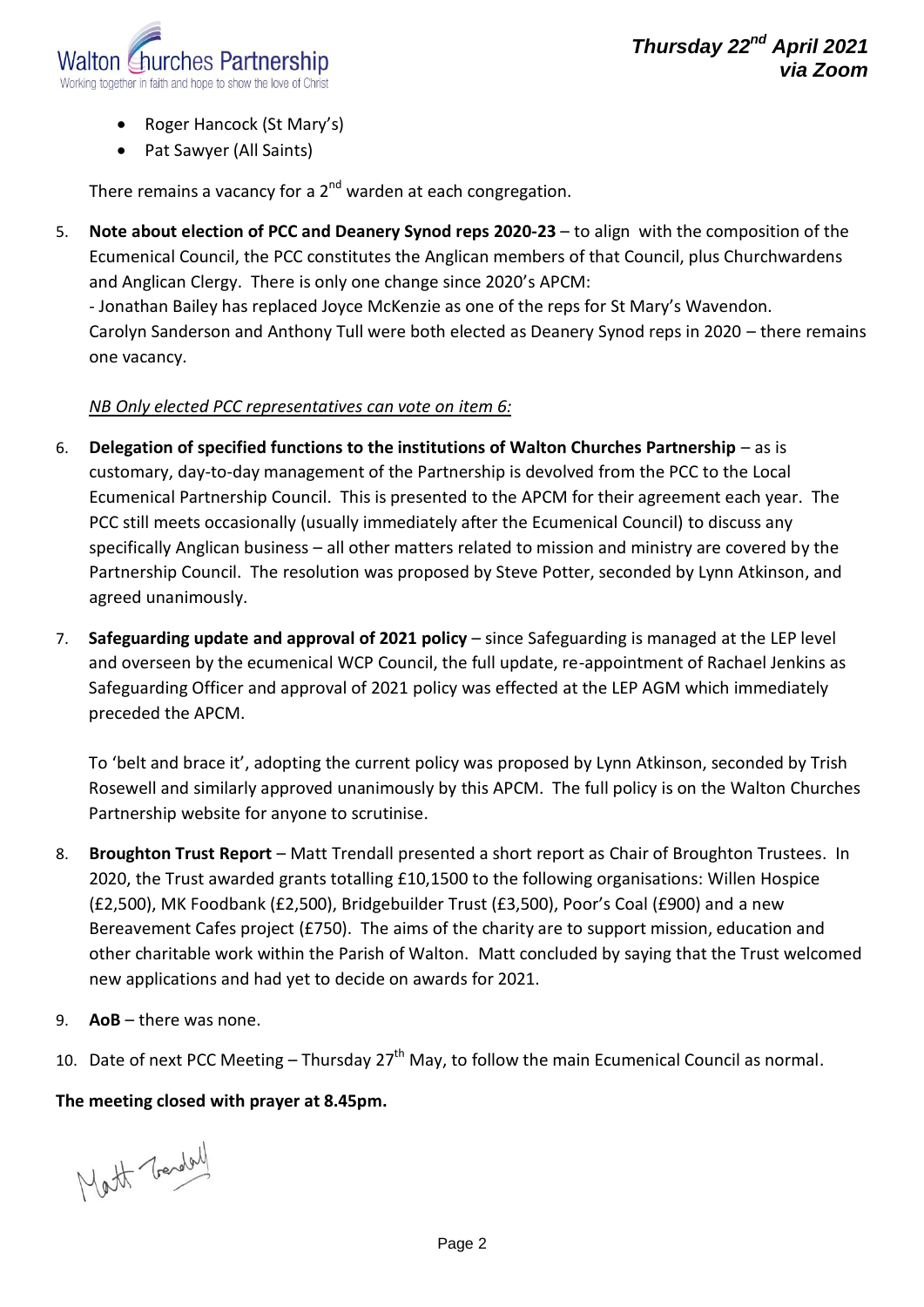- Roger Hancock (St Mary's)
- Pat Sawyer (All Saints)

There remains a vacancy for a 2nd warden at each congregation.

5. **Note about election of PCC and Deanery Synod reps 2020-23** – to align with the composition of the Ecumenical Council, the PCC constitutes the Anglican members of that Council, plus Churchwardens and Anglican Clergy. There is only one change since 2020's APCM:
   - Jonathan Bailey has replaced Joyce McKenzie as one of the reps for St Mary's Wavendon.
   Carolyn Sanderson and Anthony Tull were both elected as Deanery Synod reps in 2020 – there remains one vacancy.

   *NB Only elected PCC representatives can vote on item 6:*

6. **Delegation of specified functions to the institutions of Walton Churches Partnership** – as is customary, day-to-day management of the Partnership is devolved from the PCC to the Local Ecumenical Partnership Council. This is presented to the APCM for their agreement each year. The PCC still meets occasionally (usually immediately after the Ecumenical Council) to discuss any specifically Anglican business – all other matters related to mission and ministry are covered by the Partnership Council. The resolution was proposed by Steve Potter, seconded by Lynn Atkinson, and agreed unanimously.

7. **Safeguarding update and approval of 2021 policy** – since Safeguarding is managed at the LEP level and overseen by the ecumenical WCP Council, the full update, re-appointment of Rachael Jenkins as Safeguarding Officer and approval of 2021 policy was effected at the LEP AGM which immediately preceded the APCM.

   To 'belt and brace it', adopting the current policy was proposed by Lynn Atkinson, seconded by Trish Rosewell and similarly approved unanimously by this APCM. The full policy is on the Walton Churches Partnership website for anyone to scrutinise.

8. **Broughton Trust Report** – Matt Trendall presented a short report as Chair of Broughton Trustees. In 2020, the Trust awarded grants totalling £10,1500 to the following organisations: Willen Hospice (£2,500), MK Foodbank (£2,500), Bridgebuilder Trust (£3,500), Poor's Coal (£900) and a new Bereavement Cafes project (£750). The aims of the charity are to support mission, education and other charitable work within the Parish of Walton. Matt concluded by saying that the Trust welcomed new applications and had yet to decide on awards for 2021.

9. **AoB** – there was none.

10. Date of next PCC Meeting – Thursday 27th May, to follow the main Ecumenical Council as normal.

**The meeting closed with prayer at 8.45pm.**

Matt Trendall